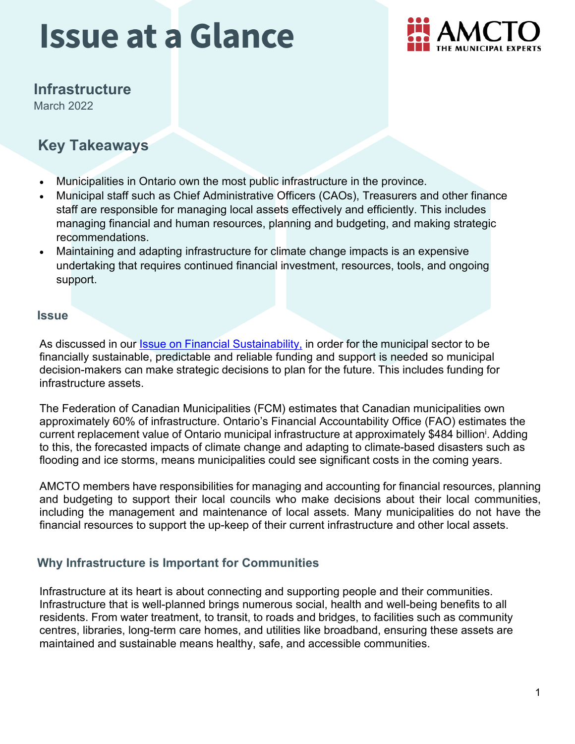# Issue at a Glance

AMCTO THE MUNICIPAL EXPERTS

## Infrastructure

March 2022

## Key Takeaways

- Municipalities in Ontario own the most public infrastructure in the province.
- Municipal staff such as Chief Administrative Officers (CAOs), Treasurers and other finance staff are responsible for managing local assets effectively and efficiently. This includes managing financial and human resources, planning and budgeting, and making strategic recommendations.
- Maintaining and adapting infrastructure for climate change impacts is an expensive undertaking that requires continued financial investment, resources, tools, and ongoing support.

### Issue

As discussed in our [Issue on Financial Sustainability,](#) in order for the municipal sector to be financially sustainable, predictable and reliable funding and support is needed so municipal decision-makers can make strategic decisions to plan for the future. This includes funding for infrastructure assets.

The Federation of Canadian Municipalities (FCM) estimates that Canadian municipalities own approximately 60% of infrastructure. Ontario's Financial Accountability Office (FAO) estimates the current replacement value of Ontario municipal infrastructure at approximately $484 billion[i]. Adding to this, the forecasted impacts of climate change and adapting to climate-based disasters such as flooding and ice storms, means municipalities could see significant costs in the coming years.

AMCTO members have responsibilities for managing and accounting for financial resources, planning and budgeting to support their local councils who make decisions about their local communities, including the management and maintenance of local assets. Many municipalities do not have the financial resources to support the up-keep of their current infrastructure and other local assets.

### Why Infrastructure is Important for Communities

Infrastructure at its heart is about connecting and supporting people and their communities. Infrastructure that is well-planned brings numerous social, health and well-being benefits to all residents. From water treatment, to transit, to roads and bridges, to facilities such as community centres, libraries, long-term care homes, and utilities like broadband, ensuring these assets are maintained and sustainable means healthy, safe, and accessible communities.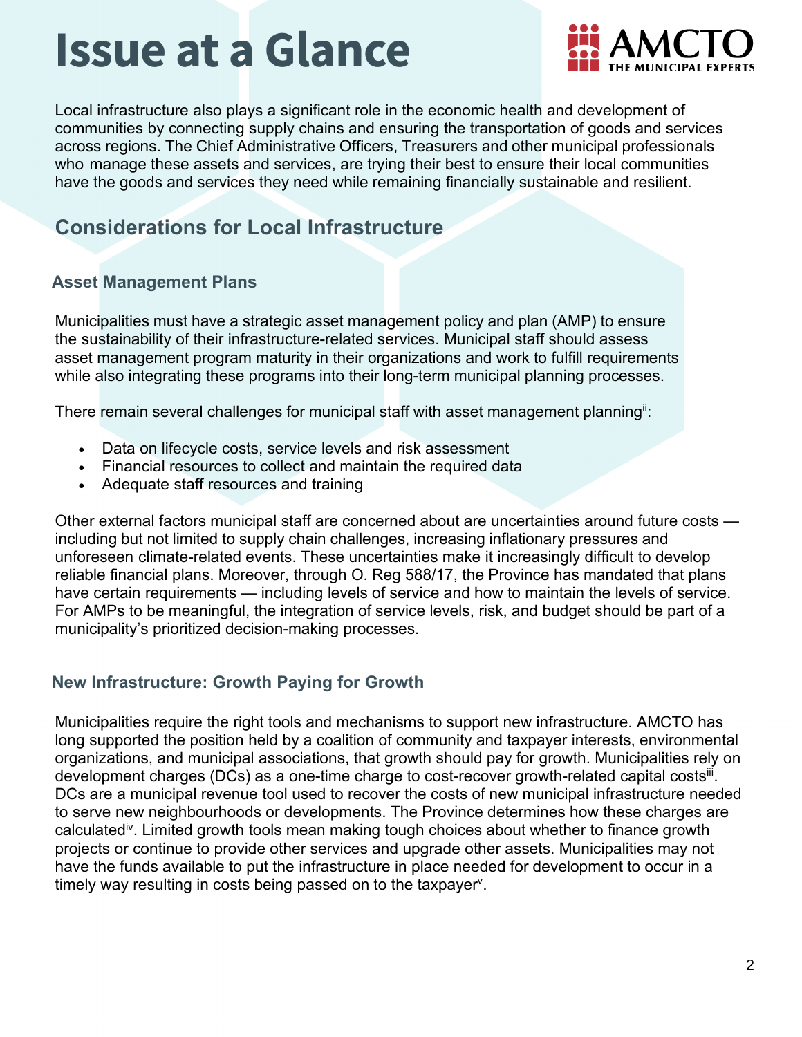# Issue at a Glance

Local infrastructure also plays a significant role in the economic health and development of communities by connecting supply chains and ensuring the transportation of goods and services across regions. The Chief Administrative Officers, Treasurers and other municipal professionals who manage these assets and services, are trying their best to ensure their local communities have the goods and services they need while remaining financially sustainable and resilient.

## Considerations for Local Infrastructure

### Asset Management Plans

Municipalities must have a strategic asset management policy and plan (AMP) to ensure the sustainability of their infrastructure-related services. Municipal staff should assess asset management program maturity in their organizations and work to fulfill requirements while also integrating these programs into their long-term municipal planning processes.

There remain several challenges for municipal staff with asset management planning[ii]:

- Data on lifecycle costs, service levels and risk assessment
- Financial resources to collect and maintain the required data
- Adequate staff resources and training

Other external factors municipal staff are concerned about are uncertainties around future costs — including but not limited to supply chain challenges, increasing inflationary pressures and unforeseen climate-related events. These uncertainties make it increasingly difficult to develop reliable financial plans. Moreover, through O. Reg 588/17, the Province has mandated that plans have certain requirements — including levels of service and how to maintain the levels of service. For AMPs to be meaningful, the integration of service levels, risk, and budget should be part of a municipality's prioritized decision-making processes.

### New Infrastructure: Growth Paying for Growth

Municipalities require the right tools and mechanisms to support new infrastructure. AMCTO has long supported the position held by a coalition of community and taxpayer interests, environmental organizations, and municipal associations, that growth should pay for growth. Municipalities rely on development charges (DCs) as a one-time charge to cost-recover growth-related capital costs[iii]. DCs are a municipal revenue tool used to recover the costs of new municipal infrastructure needed to serve new neighbourhoods or developments. The Province determines how these charges are calculated[iv]. Limited growth tools mean making tough choices about whether to finance growth projects or continue to provide other services and upgrade other assets. Municipalities may not have the funds available to put the infrastructure in place needed for development to occur in a timely way resulting in costs being passed on to the taxpayer[v].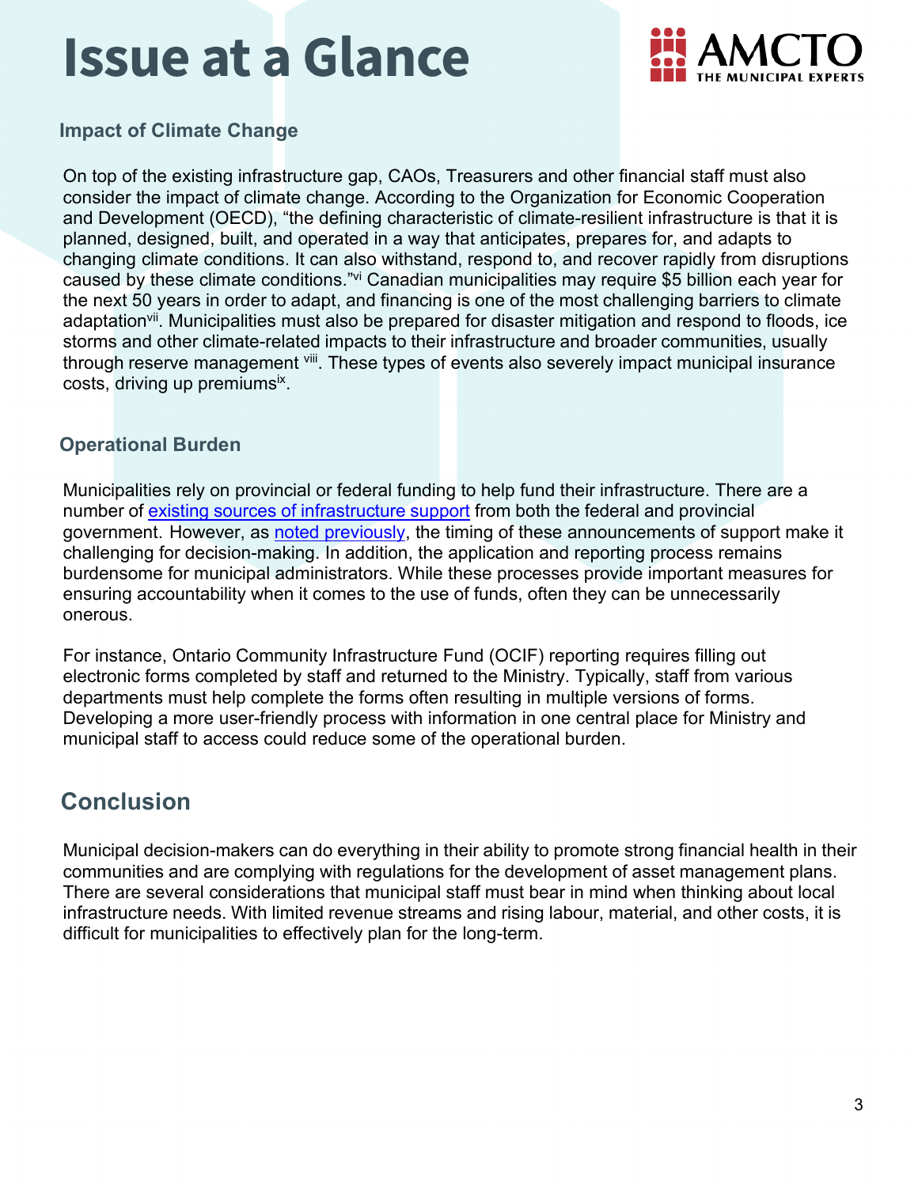# Issue at a Glance

### Impact of Climate Change

On top of the existing infrastructure gap, CAOs, Treasurers and other financial staff must also consider the impact of climate change. According to the Organization for Economic Cooperation and Development (OECD), "the defining characteristic of climate-resilient infrastructure is that it is planned, designed, built, and operated in a way that anticipates, prepares for, and adapts to changing climate conditions. It can also withstand, respond to, and recover rapidly from disruptions caused by these climate conditions."[vi] Canadian municipalities may require $5 billion each year for the next 50 years in order to adapt, and financing is one of the most challenging barriers to climate adaptation[vii]. Municipalities must also be prepared for disaster mitigation and respond to floods, ice storms and other climate-related impacts to their infrastructure and broader communities, usually through reserve management [viii]. These types of events also severely impact municipal insurance costs, driving up premiums[ix].

### Operational Burden

Municipalities rely on provincial or federal funding to help fund their infrastructure. There are a number of existing sources of infrastructure support from both the federal and provincial government. However, as noted previously, the timing of these announcements of support make it challenging for decision-making. In addition, the application and reporting process remains burdensome for municipal administrators. While these processes provide important measures for ensuring accountability when it comes to the use of funds, often they can be unnecessarily onerous.

For instance, Ontario Community Infrastructure Fund (OCIF) reporting requires filling out electronic forms completed by staff and returned to the Ministry. Typically, staff from various departments must help complete the forms often resulting in multiple versions of forms. Developing a more user-friendly process with information in one central place for Ministry and municipal staff to access could reduce some of the operational burden.

## Conclusion

Municipal decision-makers can do everything in their ability to promote strong financial health in their communities and are complying with regulations for the development of asset management plans. There are several considerations that municipal staff must bear in mind when thinking about local infrastructure needs. With limited revenue streams and rising labour, material, and other costs, it is difficult for municipalities to effectively plan for the long-term.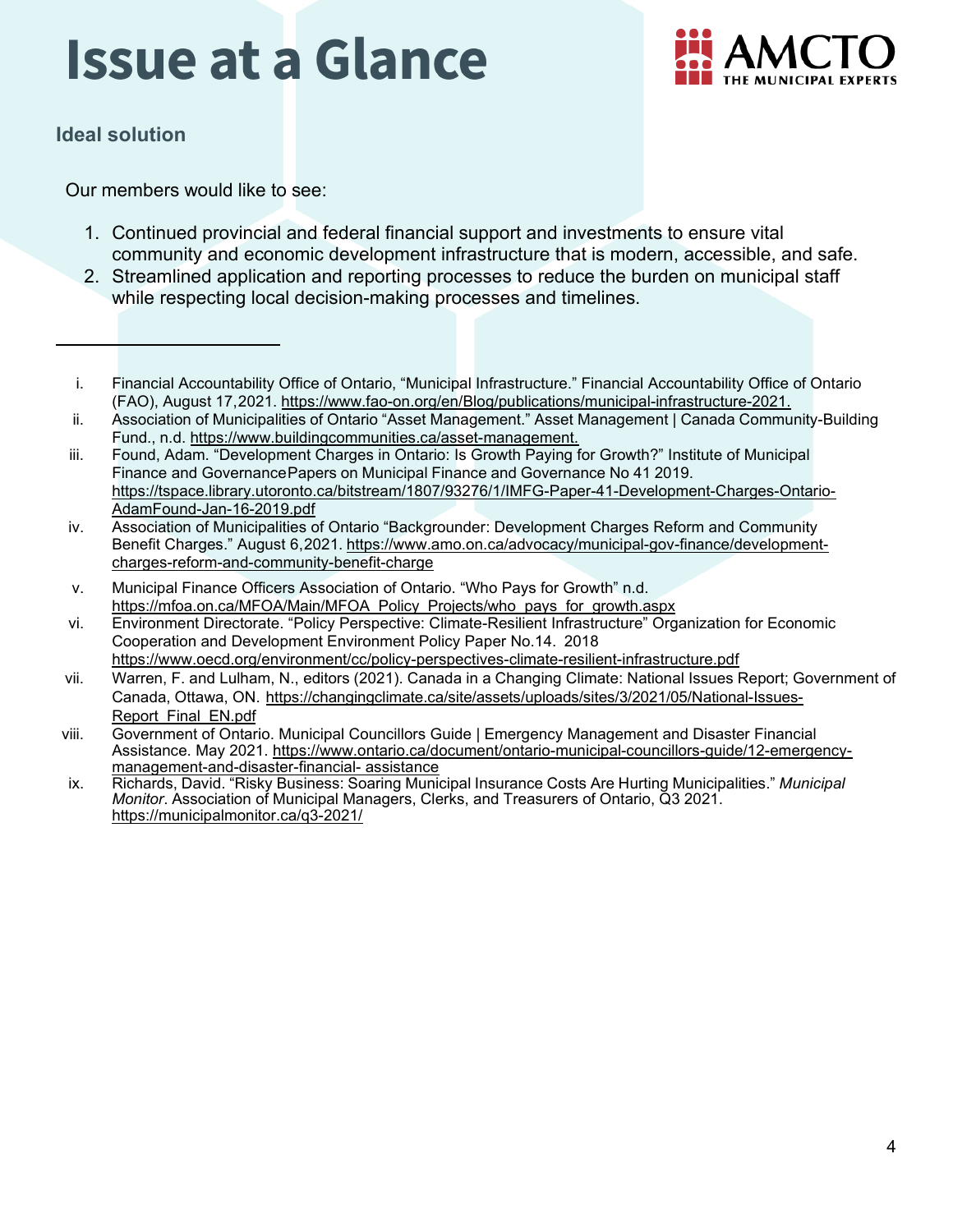# Issue at a Glance

### Ideal solution

Our members would like to see:

1. Continued provincial and federal financial support and investments to ensure vital community and economic development infrastructure that is modern, accessible, and safe.
2. Streamlined application and reporting processes to reduce the burden on municipal staff while respecting local decision-making processes and timelines.

---

i. Financial Accountability Office of Ontario, "Municipal Infrastructure." Financial Accountability Office of Ontario (FAO), August 17,2021. https://www.fao-on.org/en/Blog/publications/municipal-infrastructure-2021.

ii. Association of Municipalities of Ontario "Asset Management." Asset Management | Canada Community-Building Fund., n.d. https://www.buildingcommunities.ca/asset-management.

iii. Found, Adam. "Development Charges in Ontario: Is Growth Paying for Growth?" Institute of Municipal Finance and GovernancePapers on Municipal Finance and Governance No 41 2019. https://tspace.library.utoronto.ca/bitstream/1807/93276/1/IMFG-Paper-41-Development-Charges-Ontario-AdamFound-Jan-16-2019.pdf

iv. Association of Municipalities of Ontario "Backgrounder: Development Charges Reform and Community Benefit Charges." August 6,2021. https://www.amo.on.ca/advocacy/municipal-gov-finance/development-charges-reform-and-community-benefit-charge

v. Municipal Finance Officers Association of Ontario. "Who Pays for Growth" n.d. https://mfoa.on.ca/MFOA/Main/MFOA_Policy_Projects/who_pays_for_growth.aspx

vi. Environment Directorate. "Policy Perspective: Climate-Resilient Infrastructure" Organization for Economic Cooperation and Development Environment Policy Paper No.14. 2018 https://www.oecd.org/environment/cc/policy-perspectives-climate-resilient-infrastructure.pdf

vii. Warren, F. and Lulham, N., editors (2021). Canada in a Changing Climate: National Issues Report; Government of Canada, Ottawa, ON. https://changingclimate.ca/site/assets/uploads/sites/3/2021/05/National-Issues-Report_Final_EN.pdf

viii. Government of Ontario. Municipal Councillors Guide | Emergency Management and Disaster Financial Assistance. May 2021. https://www.ontario.ca/document/ontario-municipal-councillors-guide/12-emergency-management-and-disaster-financial- assistance

ix. Richards, David. "Risky Business: Soaring Municipal Insurance Costs Are Hurting Municipalities." *Municipal Monitor*. Association of Municipal Managers, Clerks, and Treasurers of Ontario, Q3 2021. https://municipalmonitor.ca/q3-2021/